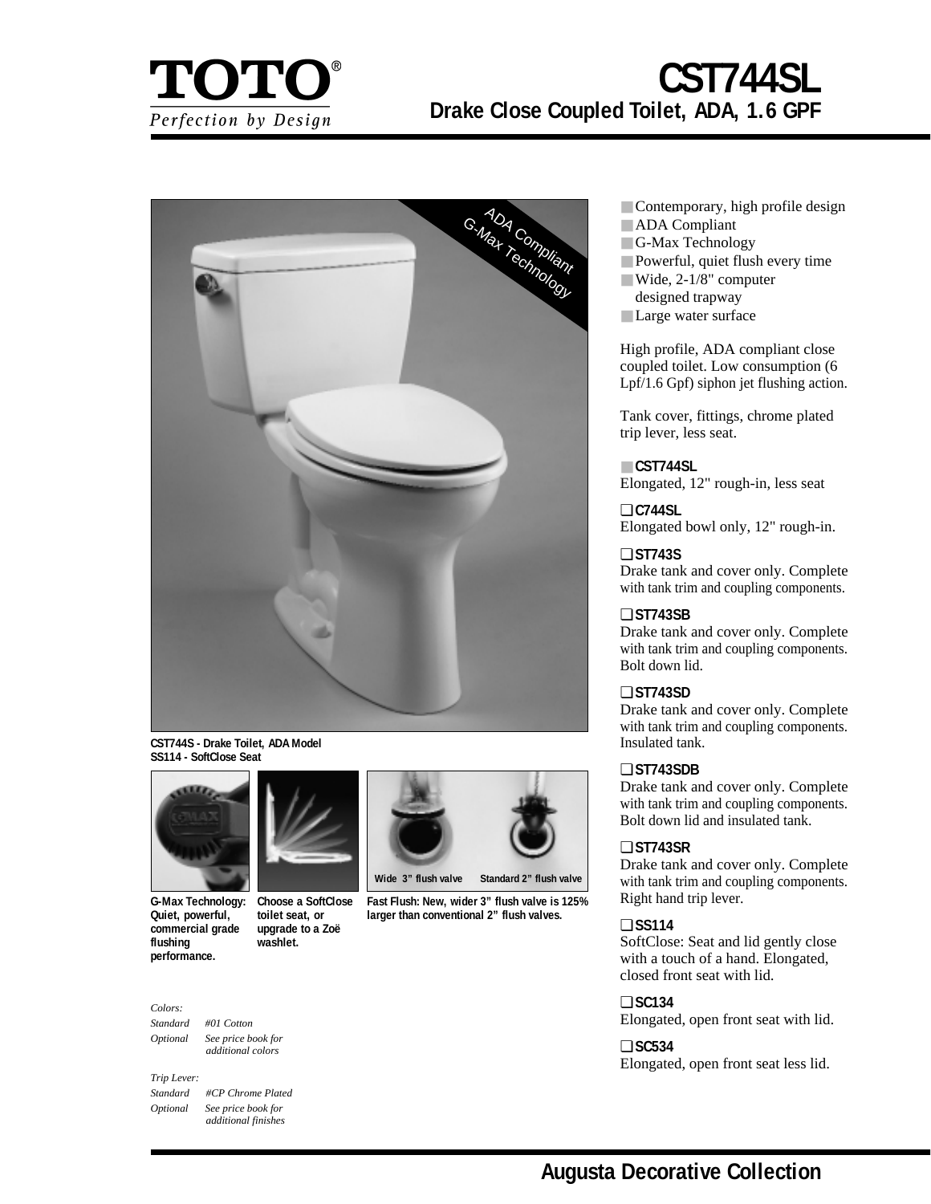# TOTO®

*Perfection by Design*

# CST744SL

## Drake Close Coupled Toilet, ADA, 1.6 GPF

ADA Compliant
G-Max Technology

**CST744S - Drake Toilet, ADA Model**
**SS114 - SoftClose Seat**

**G-Max Technology: Quiet, powerful, commercial grade flushing performance.**

**Choose a SoftClose toilet seat, or upgrade to a Zoë washlet.**

Wide 3" flush valve     Standard 2" flush valve

**Fast Flush: New, wider 3" flush valve is 125% larger than conventional 2" flush valves.**

*Colors:*

| | |
|---|---|
| *Standard* | *#01 Cotton* |
| *Optional* | *See price book for additional colors* |

*Trip Lever:*

| | |
|---|---|
| *Standard* | *#CP Chrome Plated* |
| *Optional* | *See price book for additional finishes* |

- Contemporary, high profile design
- ADA Compliant
- G-Max Technology
- Powerful, quiet flush every time
- Wide, 2-1/8" computer designed trapway
- Large water surface

High profile, ADA compliant close coupled toilet. Low consumption (6 Lpf/1.6 Gpf) siphon jet flushing action.

Tank cover, fittings, chrome plated trip lever, less seat.

■ **CST744SL**
Elongated, 12" rough-in, less seat

❑ **C744SL**
Elongated bowl only, 12" rough-in.

❑ **ST743S**
Drake tank and cover only. Complete with tank trim and coupling components.

❑ **ST743SB**
Drake tank and cover only. Complete with tank trim and coupling components. Bolt down lid.

❑ **ST743SD**
Drake tank and cover only. Complete with tank trim and coupling components. Insulated tank.

❑ **ST743SDB**
Drake tank and cover only. Complete with tank trim and coupling components. Bolt down lid and insulated tank.

❑ **ST743SR**
Drake tank and cover only. Complete with tank trim and coupling components. Right hand trip lever.

❑ **SS114**
SoftClose: Seat and lid gently close with a touch of a hand. Elongated, closed front seat with lid.

❑ **SC134**
Elongated, open front seat with lid.

❑ **SC534**
Elongated, open front seat less lid.

**Augusta Decorative Collection**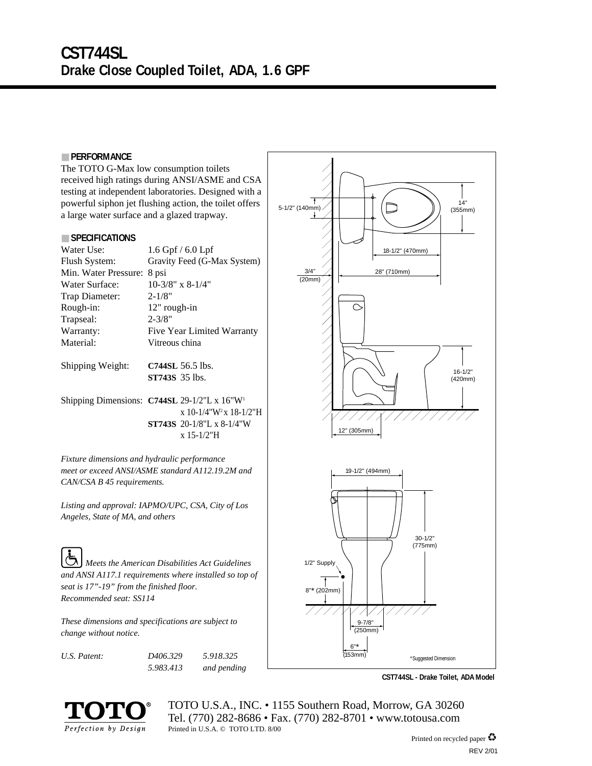# CST744SL

## Drake Close Coupled Toilet, ADA, 1.6 GPF

### PERFORMANCE

The TOTO G-Max low consumption toilets received high ratings during ANSI/ASME and CSA testing at independent laboratories. Designed with a powerful siphon jet flushing action, the toilet offers a large water surface and a glazed trapway.

### SPECIFICATIONS

| | |
|---|---|
| Water Use: | 1.6 Gpf / 6.0 Lpf |
| Flush System: | Gravity Feed (G-Max System) |
| Min. Water Pressure: | 8 psi |
| Water Surface: | 10-3/8" x 8-1/4" |
| Trap Diameter: | 2-1/8" |
| Rough-in: | 12" rough-in |
| Trapseal: | 2-3/8" |
| Warranty: | Five Year Limited Warranty |
| Material: | Vitreous china |

| | | |
|---|---|---|
| Shipping Weight: | **C744SL** | 56.5 lbs. |
| | **ST743S** | 35 lbs. |

| | | |
|---|---|---|
| Shipping Dimensions: | **C744SL** | 29-1/2"L x 16"W[1] x 10-1/4"W[2] x 18-1/2"H |
| | **ST743S** | 20-1/8"L x 8-1/4"W x 15-1/2"H |

*Fixture dimensions and hydraulic performance meet or exceed ANSI/ASME standard A112.19.2M and CAN/CSA B 45 requirements.*

*Listing and approval: IAPMO/UPC, CSA, City of Los Angeles, State of MA, and others*

*Meets the American Disabilities Act Guidelines and ANSI A117.1 requirements where installed so top of seat is 17"-19" from the finished floor. Recommended seat: SS114*

*These dimensions and specifications are subject to change without notice.*

| | | |
|---|---|---|
| *U.S. Patent:* | *D406.329* | *5.918.325* |
| | *5.983.413* | *and pending* |

5-1/2" (140mm)
14" (355mm)
18-1/2" (470mm)
3/4" (20mm)
28" (710mm)
16-1/2" (420mm)
12" (305mm)
19-1/2" (494mm)
30-1/2" (775mm)
1/2" Supply
8"* (202mm)
9-7/8" (250mm)
6"* (153mm)
*Suggested Dimension

**CST744SL - Drake Toilet, ADA Model**

TOTO® Perfection by Design

TOTO U.S.A., INC. • 1155 Southern Road, Morrow, GA 30260
Tel. (770) 282-8686 • Fax. (770) 282-8701 • www.totousa.com
Printed in U.S.A. © TOTO LTD. 8/00

Printed on recycled paper

REV 2/01